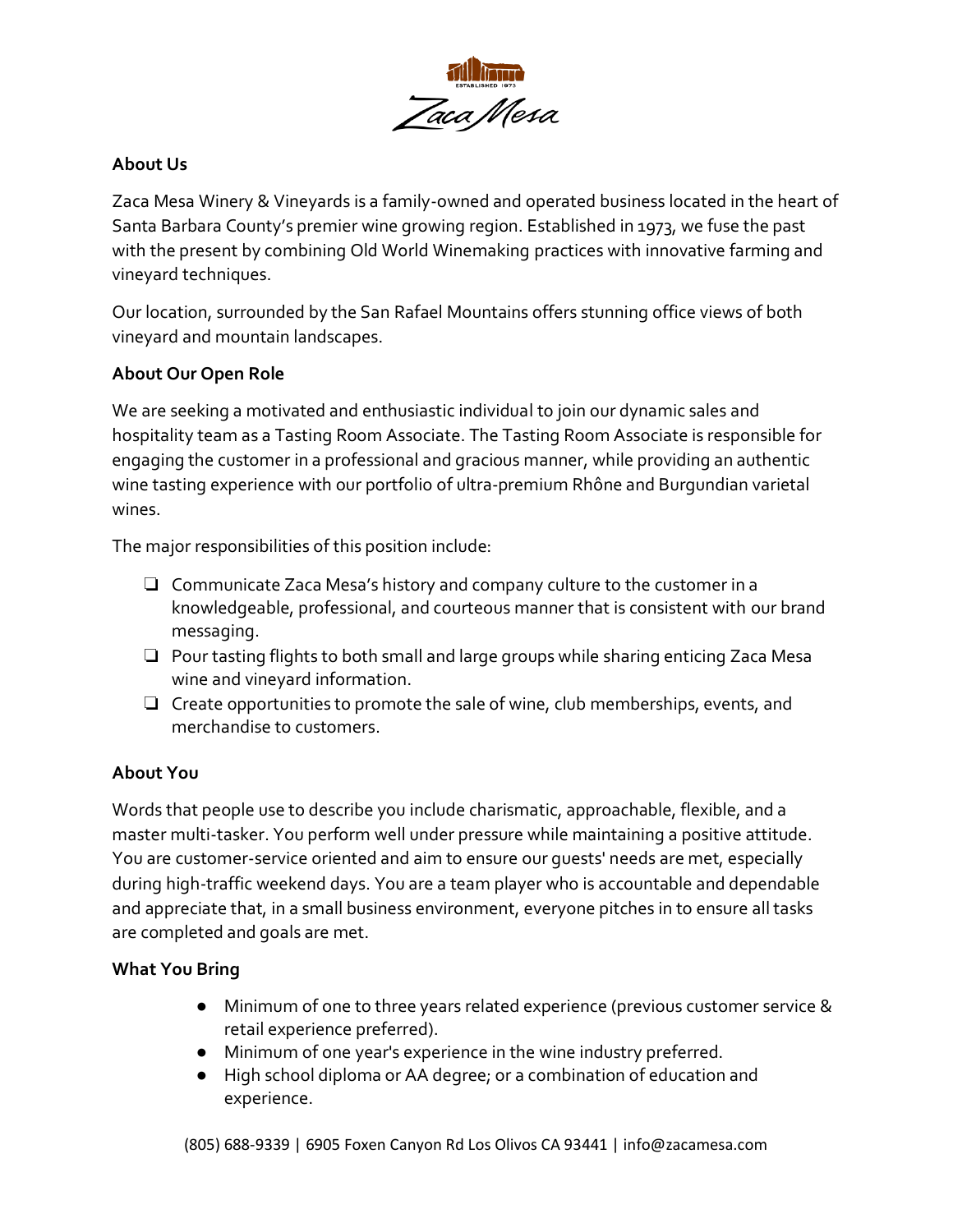## About Us

Zaca Mesa Winery & Vineyards is a family-owned and operated business located in the heart of Santa Barbara County's premier wine growing region. Established in 1973, we fuse the past with the present by combining Old World Winemaking practices with innovative farming and vineyard techniques.

Our location, surrounded by the San Rafael Mountains offers stunning office views of both vineyard and mountain landscapes.

## About Our Open Role

We are seeking a motivated and enthusiastic individual to join our dynamic sales and hospitality team as a Tasting Room Associate. The Tasting Room Associate is responsible for engaging the customer in a professional and gracious manner, while providing an authentic wine tasting experience with our portfolio of ultra-premium Rhône and Burgundian varietal wines.

The major responsibilities of this position include:

- Communicate Zaca Mesa's history and company culture to the customer in a knowledgeable, professional, and courteous manner that is consistent with our brand messaging.
- Pour tasting flights to both small and large groups while sharing enticing Zaca Mesa wine and vineyard information.
- Create opportunities to promote the sale of wine, club memberships, events, and merchandise to customers.

## About You

Words that people use to describe you include charismatic, approachable, flexible, and a master multi-tasker. You perform well under pressure while maintaining a positive attitude. You are customer-service oriented and aim to ensure our guests' needs are met, especially during high-traffic weekend days. You are a team player who is accountable and dependable and appreciate that, in a small business environment, everyone pitches in to ensure all tasks are completed and goals are met.

## What You Bring

- Minimum of one to three years related experience (previous customer service & retail experience preferred).
- Minimum of one year's experience in the wine industry preferred.
- High school diploma or AA degree; or a combination of education and experience.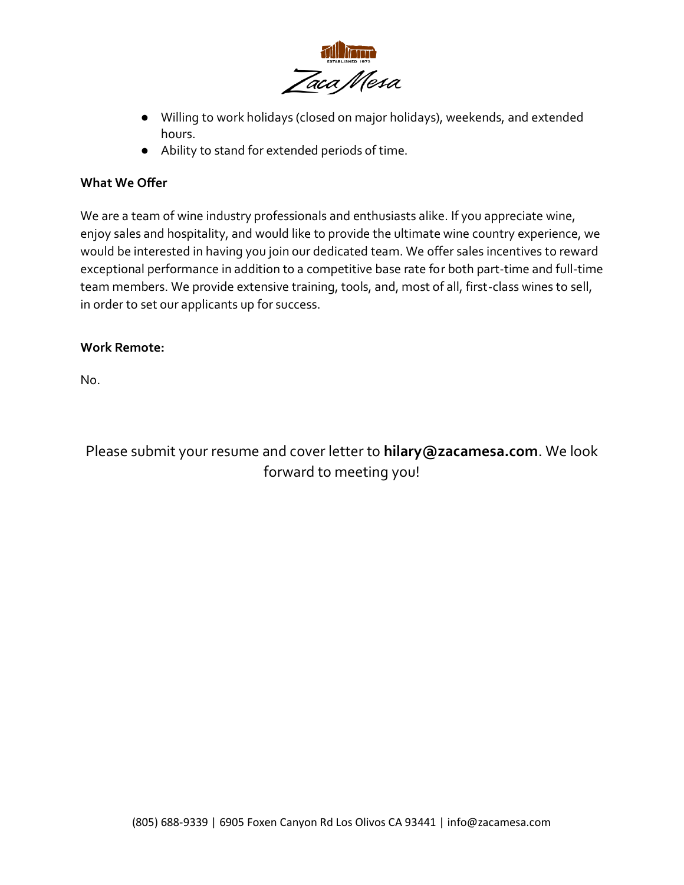- Willing to work holidays (closed on major holidays), weekends, and extended hours.
- Ability to stand for extended periods of time.

**What We Offer**

We are a team of wine industry professionals and enthusiasts alike. If you appreciate wine, enjoy sales and hospitality, and would like to provide the ultimate wine country experience, we would be interested in having you join our dedicated team. We offer sales incentives to reward exceptional performance in addition to a competitive base rate for both part-time and full-time team members. We provide extensive training, tools, and, most of all, first-class wines to sell, in order to set our applicants up for success.

**Work Remote:**

No.

Please submit your resume and cover letter to **hilary@zacamesa.com**. We look forward to meeting you!

(805) 688-9339 | 6905 Foxen Canyon Rd Los Olivos CA 93441 | info@zacamesa.com